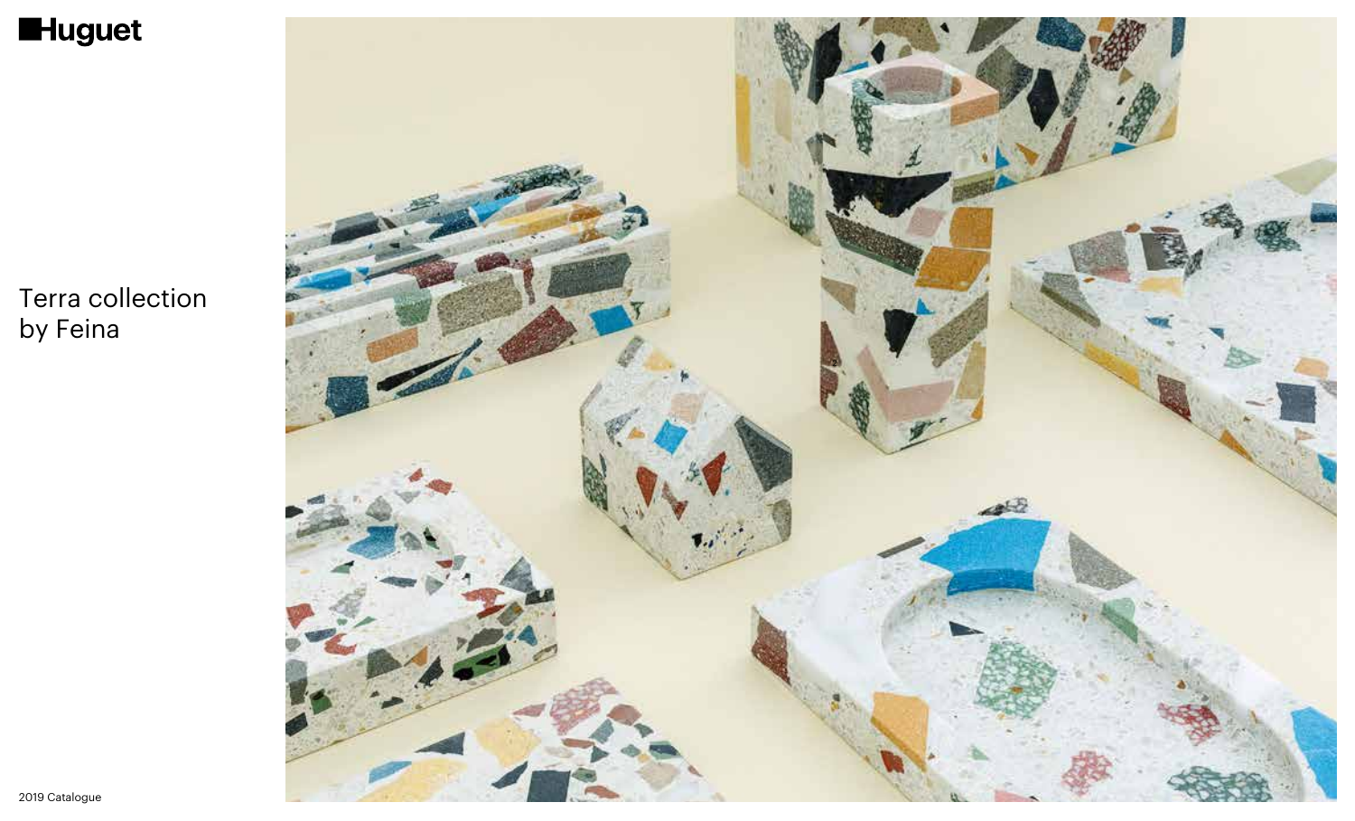# Huguet

## Terra collection by Feina

2019 Catalogue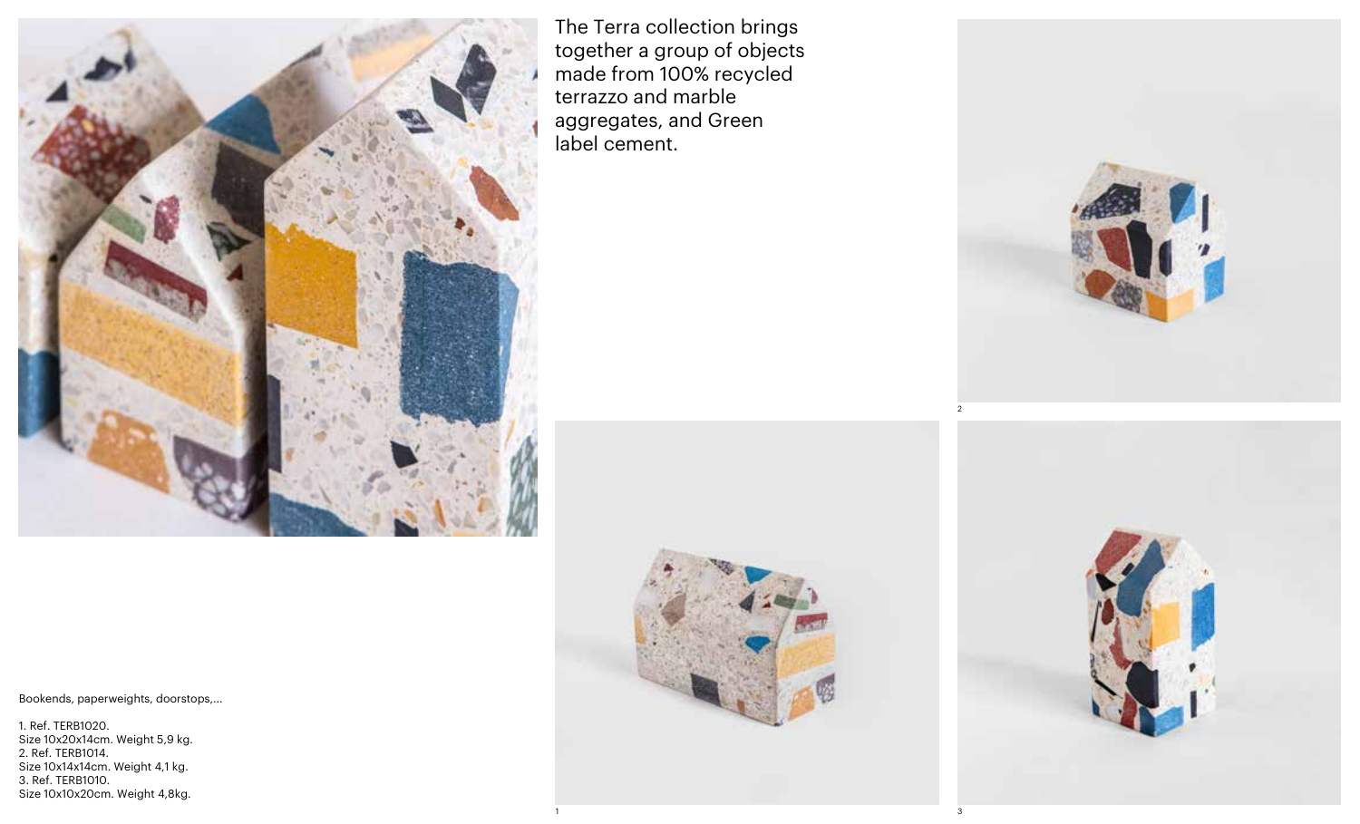The Terra collection brings together a group of objects made from 100% recycled terrazzo and marble aggregates, and Green label cement.

Bookends, paperweights, doorstops,...

1. Ref. TERB1020.
Size 10x20x14cm. Weight 5,9 kg.
2. Ref. TERB1014.
Size 10x14x14cm. Weight 4,1 kg.
3. Ref. TERB1010.
Size 10x10x20cm. Weight 4,8kg.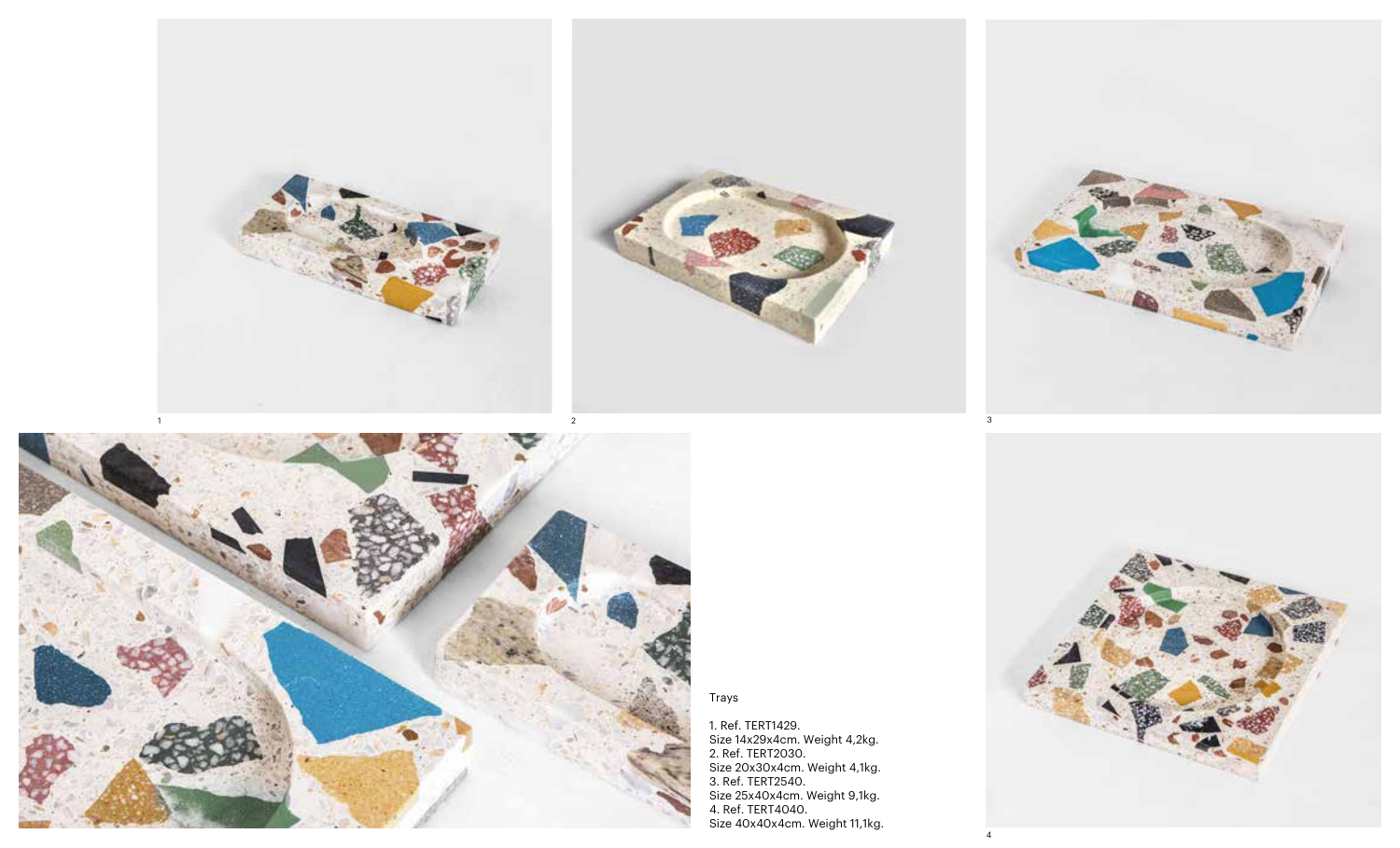Trays

1. Ref. TERT1429.
Size 14x29x4cm. Weight 4,2kg.
2. Ref. TERT2030.
Size 20x30x4cm. Weight 4,1kg.
3. Ref. TERT2540.
Size 25x40x4cm. Weight 9,1kg.
4. Ref. TERT4040.
Size 40x40x4cm. Weight 11,1kg.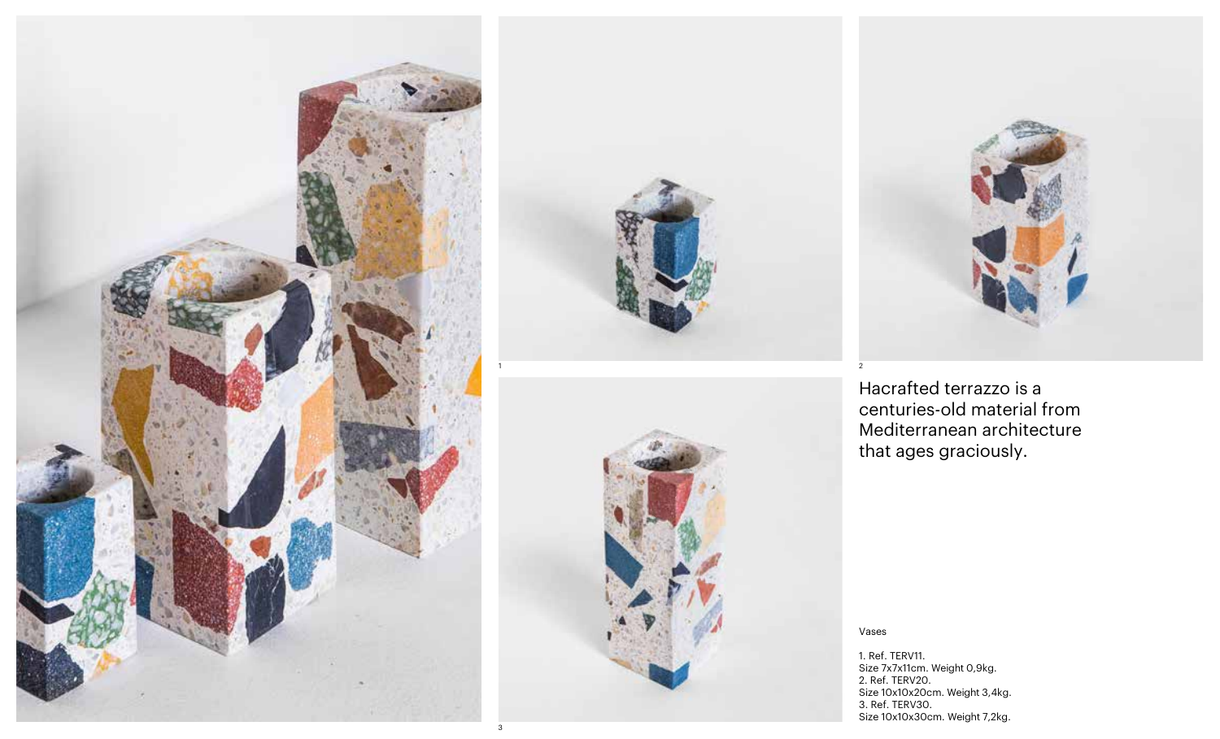Hacrafted terrazzo is a centuries-old material from Mediterranean architecture that ages graciously.

Vases

1. Ref. TERV11.
Size 7x7x11cm. Weight 0,9kg.
2. Ref. TERV20.
Size 10x10x20cm. Weight 3,4kg.
3. Ref. TERV30.
Size 10x10x30cm. Weight 7,2kg.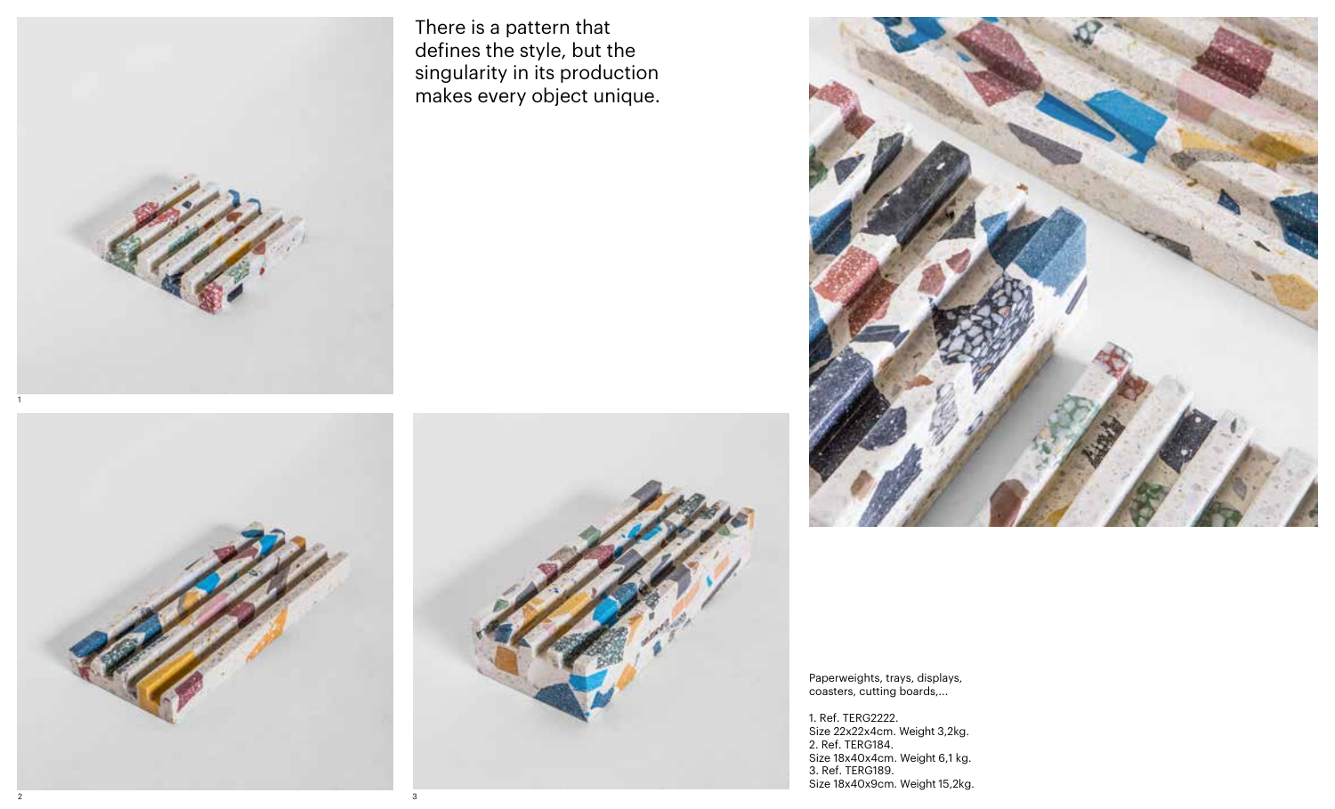There is a pattern that defines the style, but the singularity in its production makes every object unique.

Paperweights, trays, displays, coasters, cutting boards,...

1. Ref. TERG2222.
Size 22x22x4cm. Weight 3,2kg.
2. Ref. TERG184.
Size 18x40x4cm. Weight 6,1 kg.
3. Ref. TERG189.
Size 18x40x9cm. Weight 15,2kg.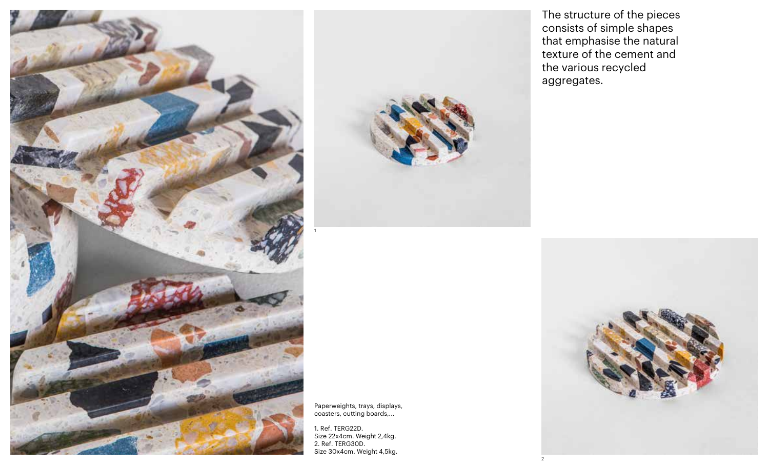The structure of the pieces consists of simple shapes that emphasise the natural texture of the cement and the various recycled aggregates.

Paperweights, trays, displays, coasters, cutting boards,...

1. Ref. TERG22D.
Size 22x4cm. Weight 2,4kg.
2. Ref. TERG30D.
Size 30x4cm. Weight 4,5kg.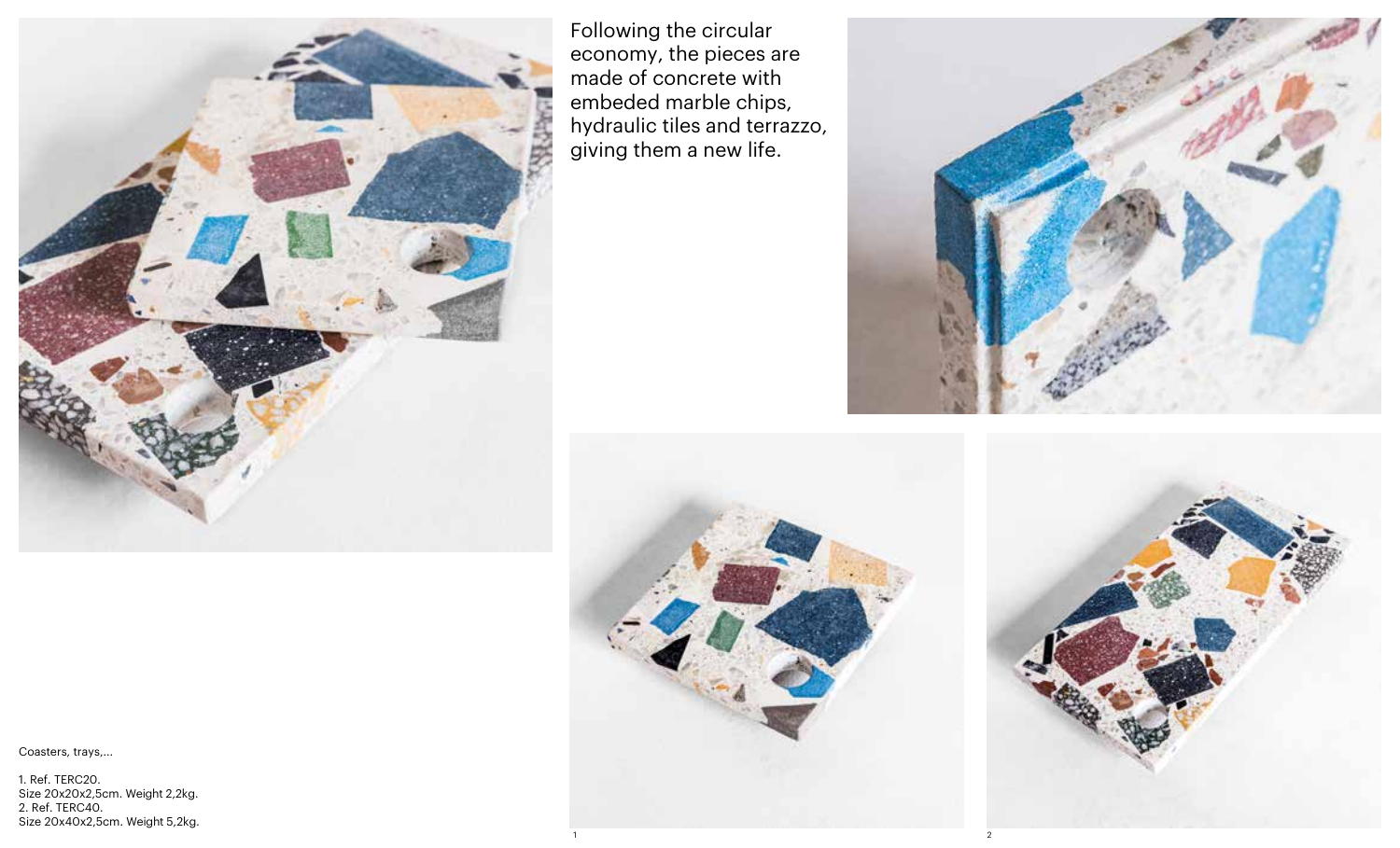Following the circular economy, the pieces are made of concrete with embeded marble chips, hydraulic tiles and terrazzo, giving them a new life.

Coasters, trays,...

1. Ref. TERC20.
Size 20x20x2,5cm. Weight 2,2kg.
2. Ref. TERC40.
Size 20x40x2,5cm. Weight 5,2kg.

1

2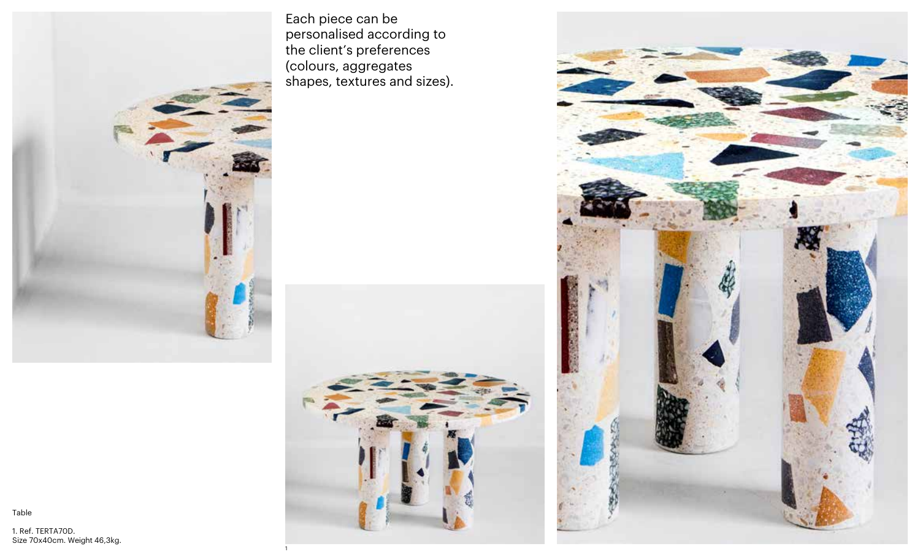Each piece can be personalised according to the client's preferences (colours, aggregates shapes, textures and sizes).

Table

1. Ref. TERTA70D.
Size 70x40cm. Weight 46,3kg.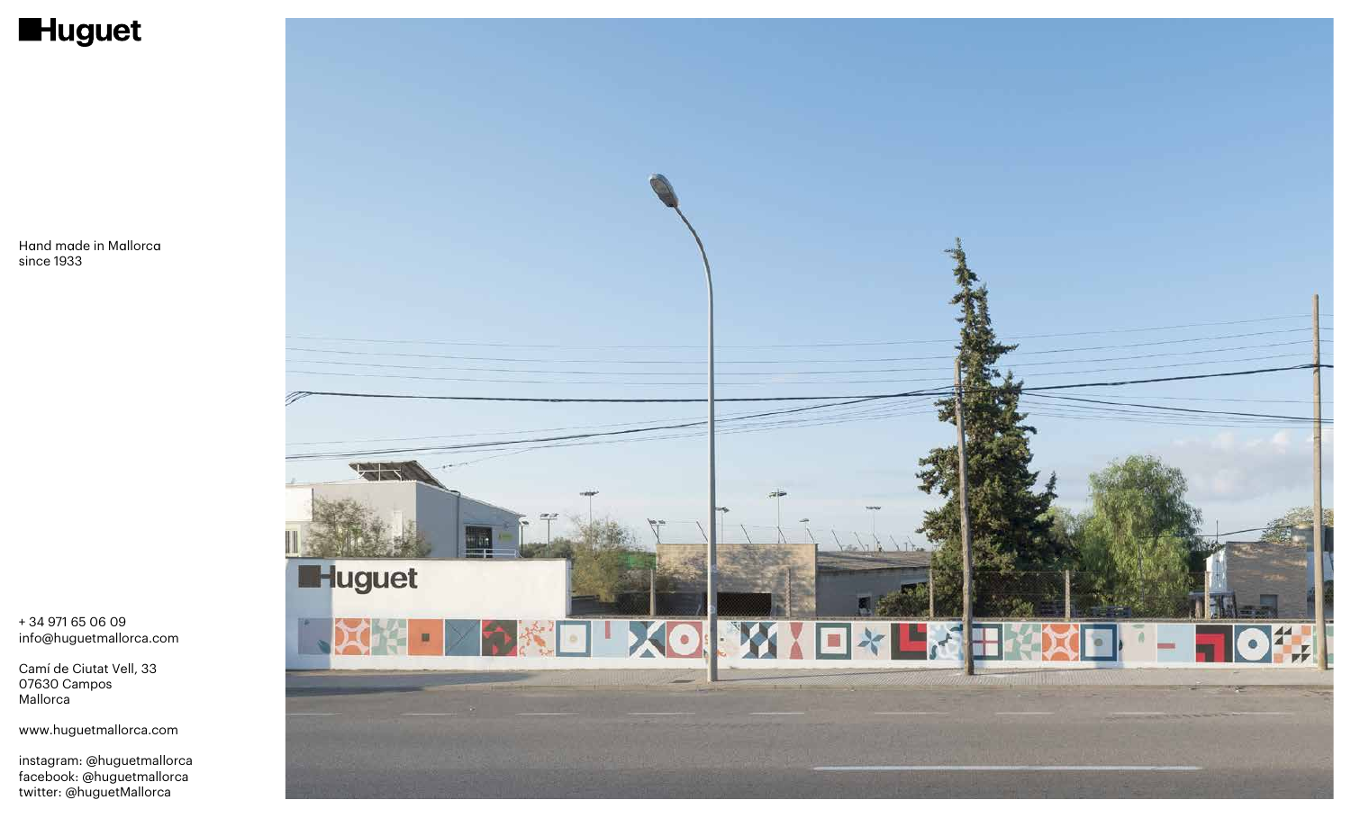# Huguet

Hand made in Mallorca
since 1933

+ 34 971 65 06 09
info@huguetmallorca.com

Camí de Ciutat Vell, 33
07630 Campos
Mallorca

www.huguetmallorca.com

instagram: @huguetmallorca
facebook: @huguetmallorca
twitter: @huguetMallorca